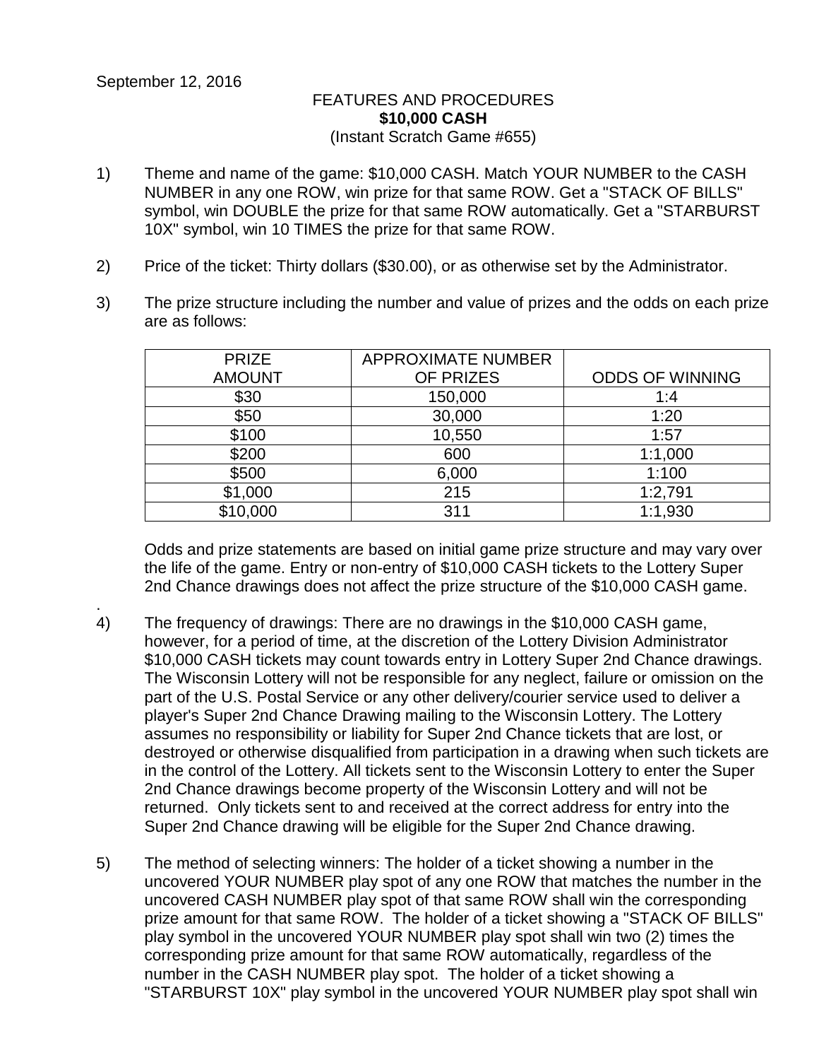September 12, 2016

FEATURES AND PROCEDURES
**$10,000 CASH**
(Instant Scratch Game #655)

1) Theme and name of the game: $10,000 CASH. Match YOUR NUMBER to the CASH NUMBER in any one ROW, win prize for that same ROW. Get a "STACK OF BILLS" symbol, win DOUBLE the prize for that same ROW automatically. Get a "STARBURST 10X" symbol, win 10 TIMES the prize for that same ROW.

2) Price of the ticket: Thirty dollars ($30.00), or as otherwise set by the Administrator.

3) The prize structure including the number and value of prizes and the odds on each prize are as follows:

| PRIZE AMOUNT | APPROXIMATE NUMBER OF PRIZES | ODDS OF WINNING |
|---|---|---|
| $30 | 150,000 | 1:4 |
| $50 | 30,000 | 1:20 |
| $100 | 10,550 | 1:57 |
| $200 | 600 | 1:1,000 |
| $500 | 6,000 | 1:100 |
| $1,000 | 215 | 1:2,791 |
| $10,000 | 311 | 1:1,930 |

Odds and prize statements are based on initial game prize structure and may vary over the life of the game. Entry or non-entry of $10,000 CASH tickets to the Lottery Super 2nd Chance drawings does not affect the prize structure of the $10,000 CASH game.

.

4) The frequency of drawings: There are no drawings in the $10,000 CASH game, however, for a period of time, at the discretion of the Lottery Division Administrator $10,000 CASH tickets may count towards entry in Lottery Super 2nd Chance drawings. The Wisconsin Lottery will not be responsible for any neglect, failure or omission on the part of the U.S. Postal Service or any other delivery/courier service used to deliver a player's Super 2nd Chance Drawing mailing to the Wisconsin Lottery. The Lottery assumes no responsibility or liability for Super 2nd Chance tickets that are lost, or destroyed or otherwise disqualified from participation in a drawing when such tickets are in the control of the Lottery. All tickets sent to the Wisconsin Lottery to enter the Super 2nd Chance drawings become property of the Wisconsin Lottery and will not be returned. Only tickets sent to and received at the correct address for entry into the Super 2nd Chance drawing will be eligible for the Super 2nd Chance drawing.

5) The method of selecting winners: The holder of a ticket showing a number in the uncovered YOUR NUMBER play spot of any one ROW that matches the number in the uncovered CASH NUMBER play spot of that same ROW shall win the corresponding prize amount for that same ROW. The holder of a ticket showing a "STACK OF BILLS" play symbol in the uncovered YOUR NUMBER play spot shall win two (2) times the corresponding prize amount for that same ROW automatically, regardless of the number in the CASH NUMBER play spot. The holder of a ticket showing a "STARBURST 10X" play symbol in the uncovered YOUR NUMBER play spot shall win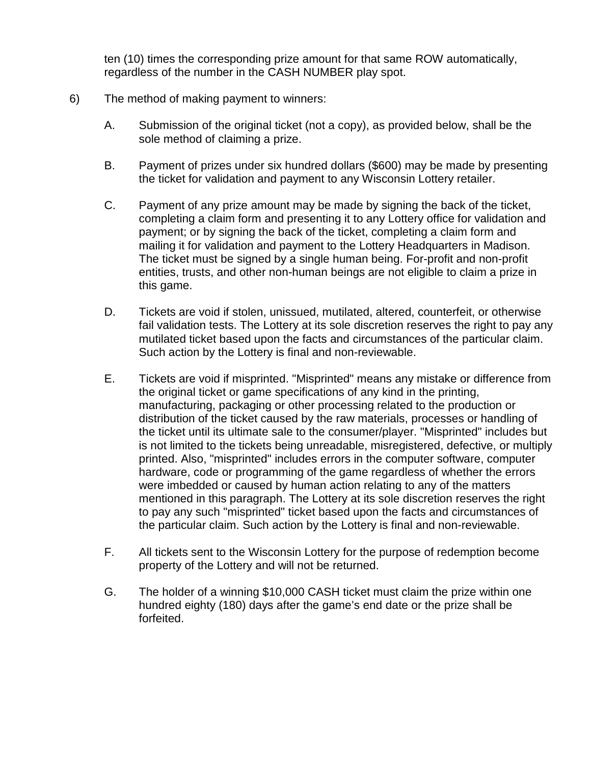ten (10) times the corresponding prize amount for that same ROW automatically, regardless of the number in the CASH NUMBER play spot.

6) The method of making payment to winners:

   A. Submission of the original ticket (not a copy), as provided below, shall be the sole method of claiming a prize.

   B. Payment of prizes under six hundred dollars ($600) may be made by presenting the ticket for validation and payment to any Wisconsin Lottery retailer.

   C. Payment of any prize amount may be made by signing the back of the ticket, completing a claim form and presenting it to any Lottery office for validation and payment; or by signing the back of the ticket, completing a claim form and mailing it for validation and payment to the Lottery Headquarters in Madison. The ticket must be signed by a single human being. For-profit and non-profit entities, trusts, and other non-human beings are not eligible to claim a prize in this game.

   D. Tickets are void if stolen, unissued, mutilated, altered, counterfeit, or otherwise fail validation tests. The Lottery at its sole discretion reserves the right to pay any mutilated ticket based upon the facts and circumstances of the particular claim. Such action by the Lottery is final and non-reviewable.

   E. Tickets are void if misprinted. "Misprinted" means any mistake or difference from the original ticket or game specifications of any kind in the printing, manufacturing, packaging or other processing related to the production or distribution of the ticket caused by the raw materials, processes or handling of the ticket until its ultimate sale to the consumer/player. "Misprinted" includes but is not limited to the tickets being unreadable, misregistered, defective, or multiply printed. Also, "misprinted" includes errors in the computer software, computer hardware, code or programming of the game regardless of whether the errors were imbedded or caused by human action relating to any of the matters mentioned in this paragraph. The Lottery at its sole discretion reserves the right to pay any such "misprinted" ticket based upon the facts and circumstances of the particular claim. Such action by the Lottery is final and non-reviewable.

   F. All tickets sent to the Wisconsin Lottery for the purpose of redemption become property of the Lottery and will not be returned.

   G. The holder of a winning $10,000 CASH ticket must claim the prize within one hundred eighty (180) days after the game's end date or the prize shall be forfeited.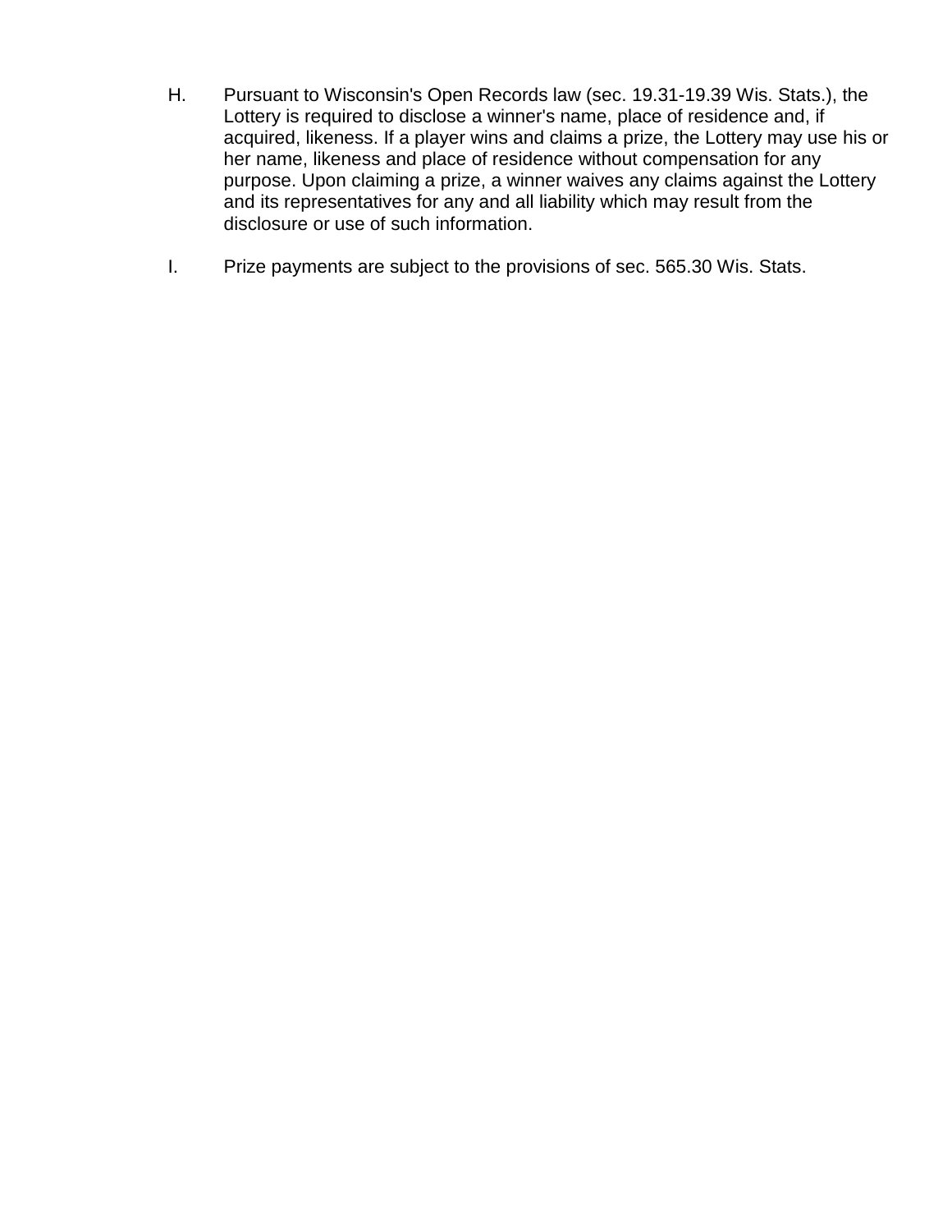H. Pursuant to Wisconsin's Open Records law (sec. 19.31-19.39 Wis. Stats.), the Lottery is required to disclose a winner's name, place of residence and, if acquired, likeness. If a player wins and claims a prize, the Lottery may use his or her name, likeness and place of residence without compensation for any purpose. Upon claiming a prize, a winner waives any claims against the Lottery and its representatives for any and all liability which may result from the disclosure or use of such information.

I. Prize payments are subject to the provisions of sec. 565.30 Wis. Stats.